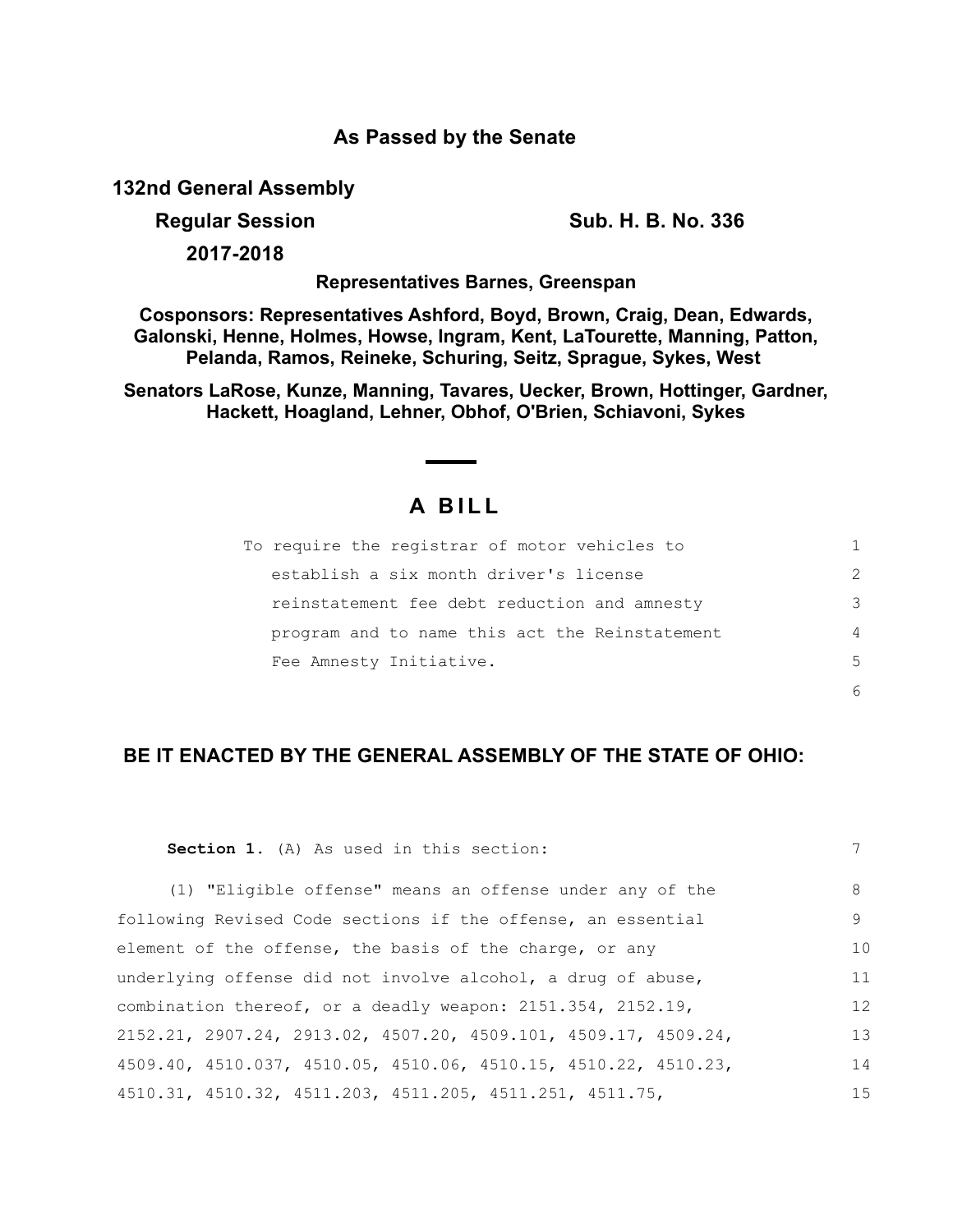**As Passed by the Senate**

**132nd General Assembly**

**Regular Session** **Sub. H. B. No. 336**

**2017-2018**

**Representatives Barnes, Greenspan**

**Cosponsors: Representatives Ashford, Boyd, Brown, Craig, Dean, Edwards, Galonski, Henne, Holmes, Howse, Ingram, Kent, LaTourette, Manning, Patton, Pelanda, Ramos, Reineke, Schuring, Seitz, Sprague, Sykes, West**

**Senators LaRose, Kunze, Manning, Tavares, Uecker, Brown, Hottinger, Gardner, Hackett, Hoagland, Lehner, Obhof, O'Brien, Schiavoni, Sykes**

# A BILL

To require the registrar of motor vehicles to establish a six month driver's license reinstatement fee debt reduction and amnesty program and to name this act the Reinstatement Fee Amnesty Initiative.

**BE IT ENACTED BY THE GENERAL ASSEMBLY OF THE STATE OF OHIO:**

**Section 1.** (A) As used in this section:

(1) "Eligible offense" means an offense under any of the following Revised Code sections if the offense, an essential element of the offense, the basis of the charge, or any underlying offense did not involve alcohol, a drug of abuse, combination thereof, or a deadly weapon: 2151.354, 2152.19, 2152.21, 2907.24, 2913.02, 4507.20, 4509.101, 4509.17, 4509.24, 4509.40, 4510.037, 4510.05, 4510.06, 4510.15, 4510.22, 4510.23, 4510.31, 4510.32, 4511.203, 4511.205, 4511.251, 4511.75,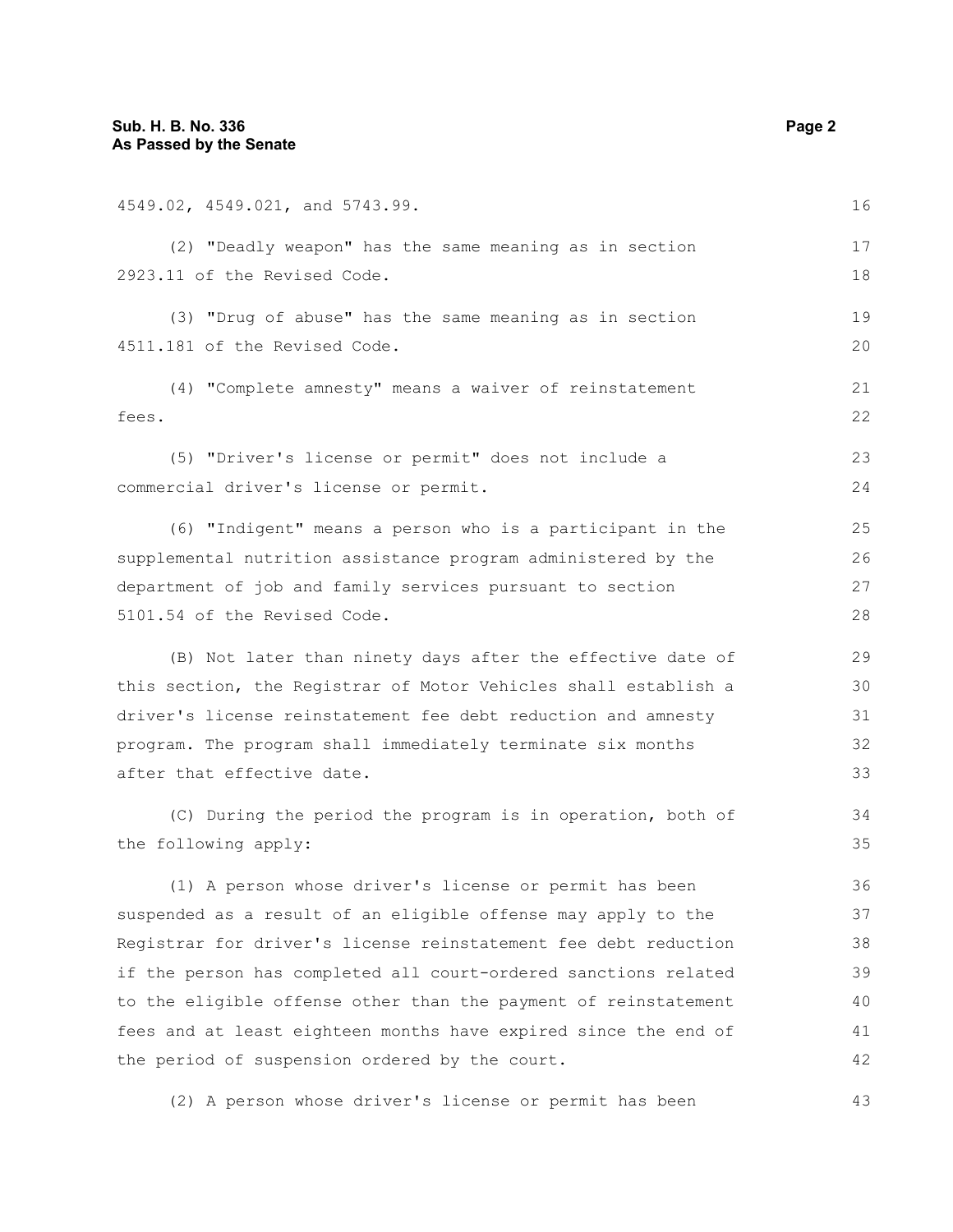4549.02, 4549.021, and 5743.99.

(2) "Deadly weapon" has the same meaning as in section 2923.11 of the Revised Code.

(3) "Drug of abuse" has the same meaning as in section 4511.181 of the Revised Code.

(4) "Complete amnesty" means a waiver of reinstatement fees.

(5) "Driver's license or permit" does not include a commercial driver's license or permit.

(6) "Indigent" means a person who is a participant in the supplemental nutrition assistance program administered by the department of job and family services pursuant to section 5101.54 of the Revised Code.

(B) Not later than ninety days after the effective date of this section, the Registrar of Motor Vehicles shall establish a driver's license reinstatement fee debt reduction and amnesty program. The program shall immediately terminate six months after that effective date.

(C) During the period the program is in operation, both of the following apply:

(1) A person whose driver's license or permit has been suspended as a result of an eligible offense may apply to the Registrar for driver's license reinstatement fee debt reduction if the person has completed all court-ordered sanctions related to the eligible offense other than the payment of reinstatement fees and at least eighteen months have expired since the end of the period of suspension ordered by the court.

(2) A person whose driver's license or permit has been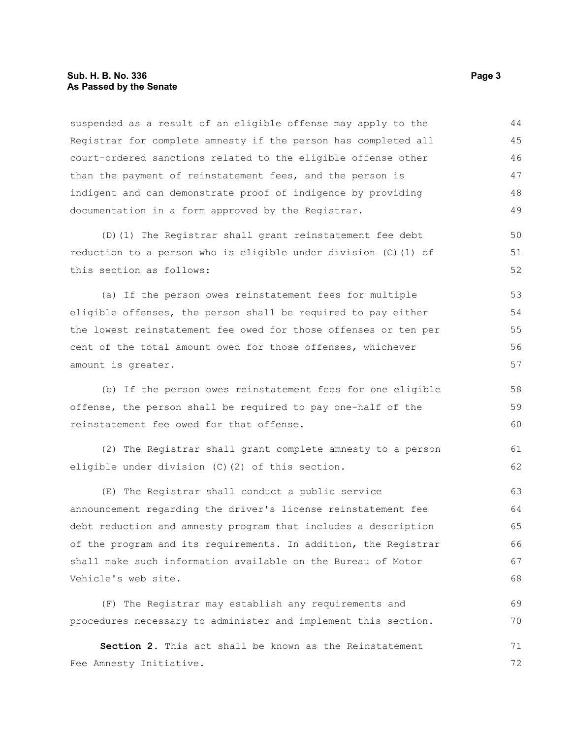suspended as a result of an eligible offense may apply to the Registrar for complete amnesty if the person has completed all court-ordered sanctions related to the eligible offense other than the payment of reinstatement fees, and the person is indigent and can demonstrate proof of indigence by providing documentation in a form approved by the Registrar.

(D)(1) The Registrar shall grant reinstatement fee debt reduction to a person who is eligible under division (C)(1) of this section as follows:

(a) If the person owes reinstatement fees for multiple eligible offenses, the person shall be required to pay either the lowest reinstatement fee owed for those offenses or ten per cent of the total amount owed for those offenses, whichever amount is greater.

(b) If the person owes reinstatement fees for one eligible offense, the person shall be required to pay one-half of the reinstatement fee owed for that offense.

(2) The Registrar shall grant complete amnesty to a person eligible under division (C)(2) of this section.

(E) The Registrar shall conduct a public service announcement regarding the driver's license reinstatement fee debt reduction and amnesty program that includes a description of the program and its requirements. In addition, the Registrar shall make such information available on the Bureau of Motor Vehicle's web site.

(F) The Registrar may establish any requirements and procedures necessary to administer and implement this section.

**Section 2.** This act shall be known as the Reinstatement Fee Amnesty Initiative.